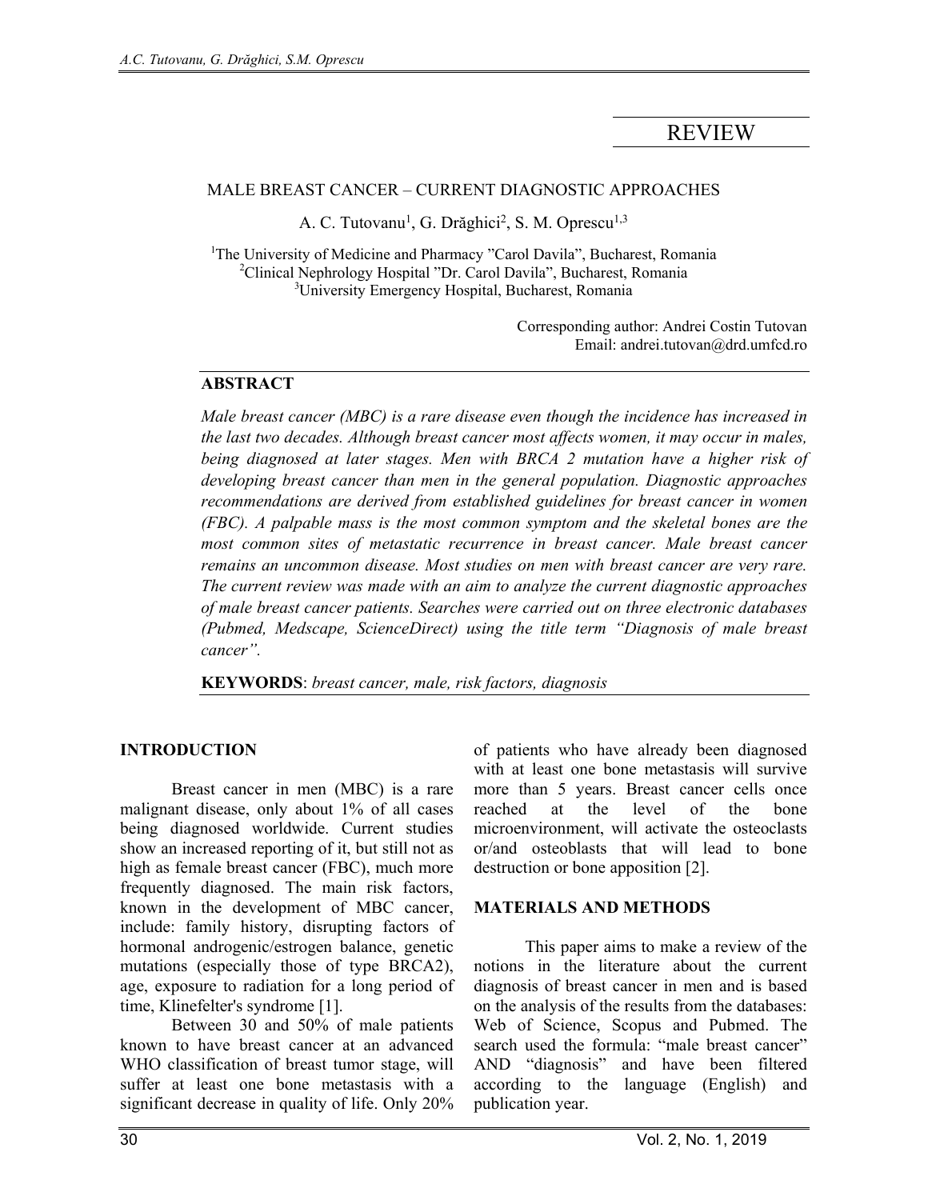REVIEW

# MALE BREAST CANCER – CURRENT DIAGNOSTIC APPROACHES

A. C. Tutovanu[1], G. Drăghici[2], S. M. Oprescu[1,3]

[1]The University of Medicine and Pharmacy "Carol Davila", Bucharest, Romania
[2]Clinical Nephrology Hospital "Dr. Carol Davila", Bucharest, Romania
[3]University Emergency Hospital, Bucharest, Romania

Corresponding author: Andrei Costin Tutovan
Email: andrei.tutovan@drd.umfcd.ro

## ABSTRACT

*Male breast cancer (MBC) is a rare disease even though the incidence has increased in the last two decades. Although breast cancer most affects women, it may occur in males, being diagnosed at later stages. Men with BRCA 2 mutation have a higher risk of developing breast cancer than men in the general population. Diagnostic approaches recommendations are derived from established guidelines for breast cancer in women (FBC). A palpable mass is the most common symptom and the skeletal bones are the most common sites of metastatic recurrence in breast cancer. Male breast cancer remains an uncommon disease. Most studies on men with breast cancer are very rare. The current review was made with an aim to analyze the current diagnostic approaches of male breast cancer patients. Searches were carried out on three electronic databases (Pubmed, Medscape, ScienceDirect) using the title term "Diagnosis of male breast cancer".*

**KEYWORDS**: *breast cancer, male, risk factors, diagnosis*

## INTRODUCTION

Breast cancer in men (MBC) is a rare malignant disease, only about 1% of all cases being diagnosed worldwide. Current studies show an increased reporting of it, but still not as high as female breast cancer (FBC), much more frequently diagnosed. The main risk factors, known in the development of MBC cancer, include: family history, disrupting factors of hormonal androgenic/estrogen balance, genetic mutations (especially those of type BRCA2), age, exposure to radiation for a long period of time, Klinefelter's syndrome [1].

Between 30 and 50% of male patients known to have breast cancer at an advanced WHO classification of breast tumor stage, will suffer at least one bone metastasis with a significant decrease in quality of life. Only 20% of patients who have already been diagnosed with at least one bone metastasis will survive more than 5 years. Breast cancer cells once reached at the level of the bone microenvironment, will activate the osteoclasts or/and osteoblasts that will lead to bone destruction or bone apposition [2].

## MATERIALS AND METHODS

This paper aims to make a review of the notions in the literature about the current diagnosis of breast cancer in men and is based on the analysis of the results from the databases: Web of Science, Scopus and Pubmed. The search used the formula: "male breast cancer" AND "diagnosis" and have been filtered according to the language (English) and publication year.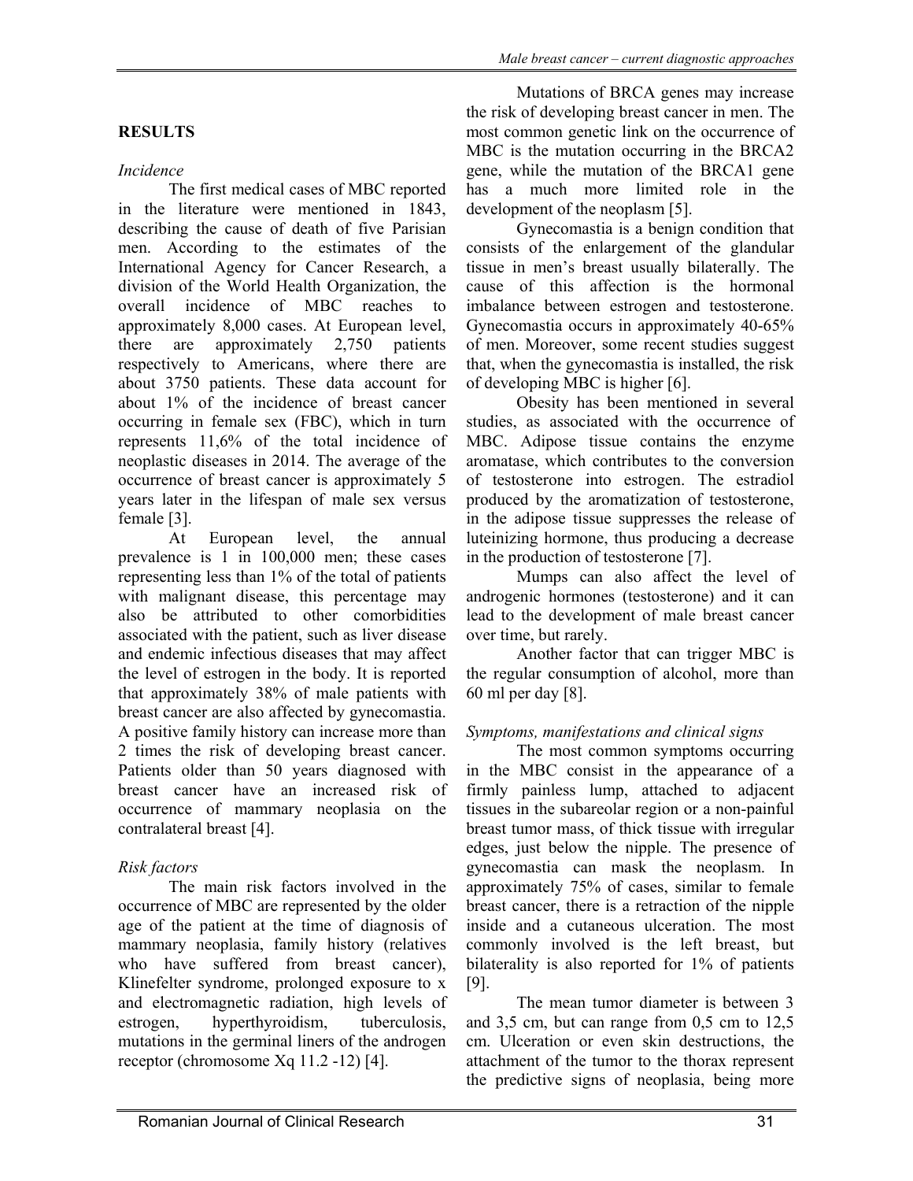## RESULTS

### *Incidence*

The first medical cases of MBC reported in the literature were mentioned in 1843, describing the cause of death of five Parisian men. According to the estimates of the International Agency for Cancer Research, a division of the World Health Organization, the overall incidence of MBC reaches to approximately 8,000 cases. At European level, there are approximately 2,750 patients respectively to Americans, where there are about 3750 patients. These data account for about 1% of the incidence of breast cancer occurring in female sex (FBC), which in turn represents 11,6% of the total incidence of neoplastic diseases in 2014. The average of the occurrence of breast cancer is approximately 5 years later in the lifespan of male sex versus female [3].

At European level, the annual prevalence is 1 in 100,000 men; these cases representing less than 1% of the total of patients with malignant disease, this percentage may also be attributed to other comorbidities associated with the patient, such as liver disease and endemic infectious diseases that may affect the level of estrogen in the body. It is reported that approximately 38% of male patients with breast cancer are also affected by gynecomastia. A positive family history can increase more than 2 times the risk of developing breast cancer. Patients older than 50 years diagnosed with breast cancer have an increased risk of occurrence of mammary neoplasia on the contralateral breast [4].

### *Risk factors*

The main risk factors involved in the occurrence of MBC are represented by the older age of the patient at the time of diagnosis of mammary neoplasia, family history (relatives who have suffered from breast cancer), Klinefelter syndrome, prolonged exposure to x and electromagnetic radiation, high levels of estrogen, hyperthyroidism, tuberculosis, mutations in the germinal liners of the androgen receptor (chromosome Xq 11.2 -12) [4].

Mutations of BRCA genes may increase the risk of developing breast cancer in men. The most common genetic link on the occurrence of MBC is the mutation occurring in the BRCA2 gene, while the mutation of the BRCA1 gene has a much more limited role in the development of the neoplasm [5].

Gynecomastia is a benign condition that consists of the enlargement of the glandular tissue in men's breast usually bilaterally. The cause of this affection is the hormonal imbalance between estrogen and testosterone. Gynecomastia occurs in approximately 40-65% of men. Moreover, some recent studies suggest that, when the gynecomastia is installed, the risk of developing MBC is higher [6].

Obesity has been mentioned in several studies, as associated with the occurrence of MBC. Adipose tissue contains the enzyme aromatase, which contributes to the conversion of testosterone into estrogen. The estradiol produced by the aromatization of testosterone, in the adipose tissue suppresses the release of luteinizing hormone, thus producing a decrease in the production of testosterone [7].

Mumps can also affect the level of androgenic hormones (testosterone) and it can lead to the development of male breast cancer over time, but rarely.

Another factor that can trigger MBC is the regular consumption of alcohol, more than 60 ml per day [8].

### *Symptoms, manifestations and clinical signs*

The most common symptoms occurring in the MBC consist in the appearance of a firmly painless lump, attached to adjacent tissues in the subareolar region or a non-painful breast tumor mass, of thick tissue with irregular edges, just below the nipple. The presence of gynecomastia can mask the neoplasm. In approximately 75% of cases, similar to female breast cancer, there is a retraction of the nipple inside and a cutaneous ulceration. The most commonly involved is the left breast, but bilaterality is also reported for 1% of patients [9].

The mean tumor diameter is between 3 and 3,5 cm, but can range from 0,5 cm to 12,5 cm. Ulceration or even skin destructions, the attachment of the tumor to the thorax represent the predictive signs of neoplasia, being more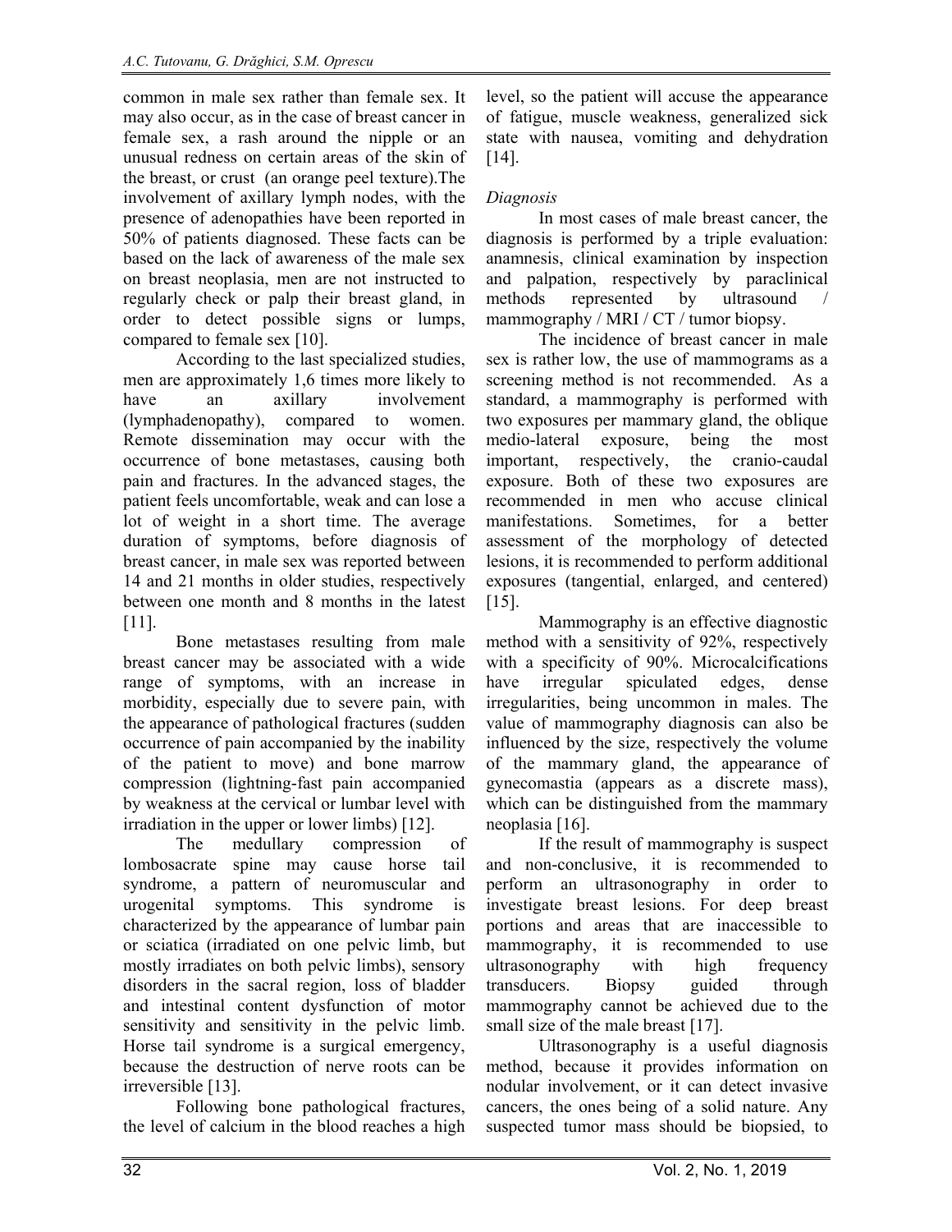common in male sex rather than female sex. It may also occur, as in the case of breast cancer in female sex, a rash around the nipple or an unusual redness on certain areas of the skin of the breast, or crust (an orange peel texture).The involvement of axillary lymph nodes, with the presence of adenopathies have been reported in 50% of patients diagnosed. These facts can be based on the lack of awareness of the male sex on breast neoplasia, men are not instructed to regularly check or palp their breast gland, in order to detect possible signs or lumps, compared to female sex [10].

According to the last specialized studies, men are approximately 1,6 times more likely to have an axillary involvement (lymphadenopathy), compared to women. Remote dissemination may occur with the occurrence of bone metastases, causing both pain and fractures. In the advanced stages, the patient feels uncomfortable, weak and can lose a lot of weight in a short time. The average duration of symptoms, before diagnosis of breast cancer, in male sex was reported between 14 and 21 months in older studies, respectively between one month and 8 months in the latest [11].

Bone metastases resulting from male breast cancer may be associated with a wide range of symptoms, with an increase in morbidity, especially due to severe pain, with the appearance of pathological fractures (sudden occurrence of pain accompanied by the inability of the patient to move) and bone marrow compression (lightning-fast pain accompanied by weakness at the cervical or lumbar level with irradiation in the upper or lower limbs) [12].

The medullary compression of lombosacrate spine may cause horse tail syndrome, a pattern of neuromuscular and urogenital symptoms. This syndrome is characterized by the appearance of lumbar pain or sciatica (irradiated on one pelvic limb, but mostly irradiates on both pelvic limbs), sensory disorders in the sacral region, loss of bladder and intestinal content dysfunction of motor sensitivity and sensitivity in the pelvic limb. Horse tail syndrome is a surgical emergency, because the destruction of nerve roots can be irreversible [13].

Following bone pathological fractures, the level of calcium in the blood reaches a high level, so the patient will accuse the appearance of fatigue, muscle weakness, generalized sick state with nausea, vomiting and dehydration [14].

*Diagnosis*

In most cases of male breast cancer, the diagnosis is performed by a triple evaluation: anamnesis, clinical examination by inspection and palpation, respectively by paraclinical methods represented by ultrasound / mammography / MRI / CT / tumor biopsy.

The incidence of breast cancer in male sex is rather low, the use of mammograms as a screening method is not recommended. As a standard, a mammography is performed with two exposures per mammary gland, the oblique medio-lateral exposure, being the most important, respectively, the cranio-caudal exposure. Both of these two exposures are recommended in men who accuse clinical manifestations. Sometimes, for a better assessment of the morphology of detected lesions, it is recommended to perform additional exposures (tangential, enlarged, and centered) [15].

Mammography is an effective diagnostic method with a sensitivity of 92%, respectively with a specificity of 90%. Microcalcifications have irregular spiculated edges, dense irregularities, being uncommon in males. The value of mammography diagnosis can also be influenced by the size, respectively the volume of the mammary gland, the appearance of gynecomastia (appears as a discrete mass), which can be distinguished from the mammary neoplasia [16].

If the result of mammography is suspect and non-conclusive, it is recommended to perform an ultrasonography in order to investigate breast lesions. For deep breast portions and areas that are inaccessible to mammography, it is recommended to use ultrasonography with high frequency transducers. Biopsy guided through mammography cannot be achieved due to the small size of the male breast [17].

Ultrasonography is a useful diagnosis method, because it provides information on nodular involvement, or it can detect invasive cancers, the ones being of a solid nature. Any suspected tumor mass should be biopsied, to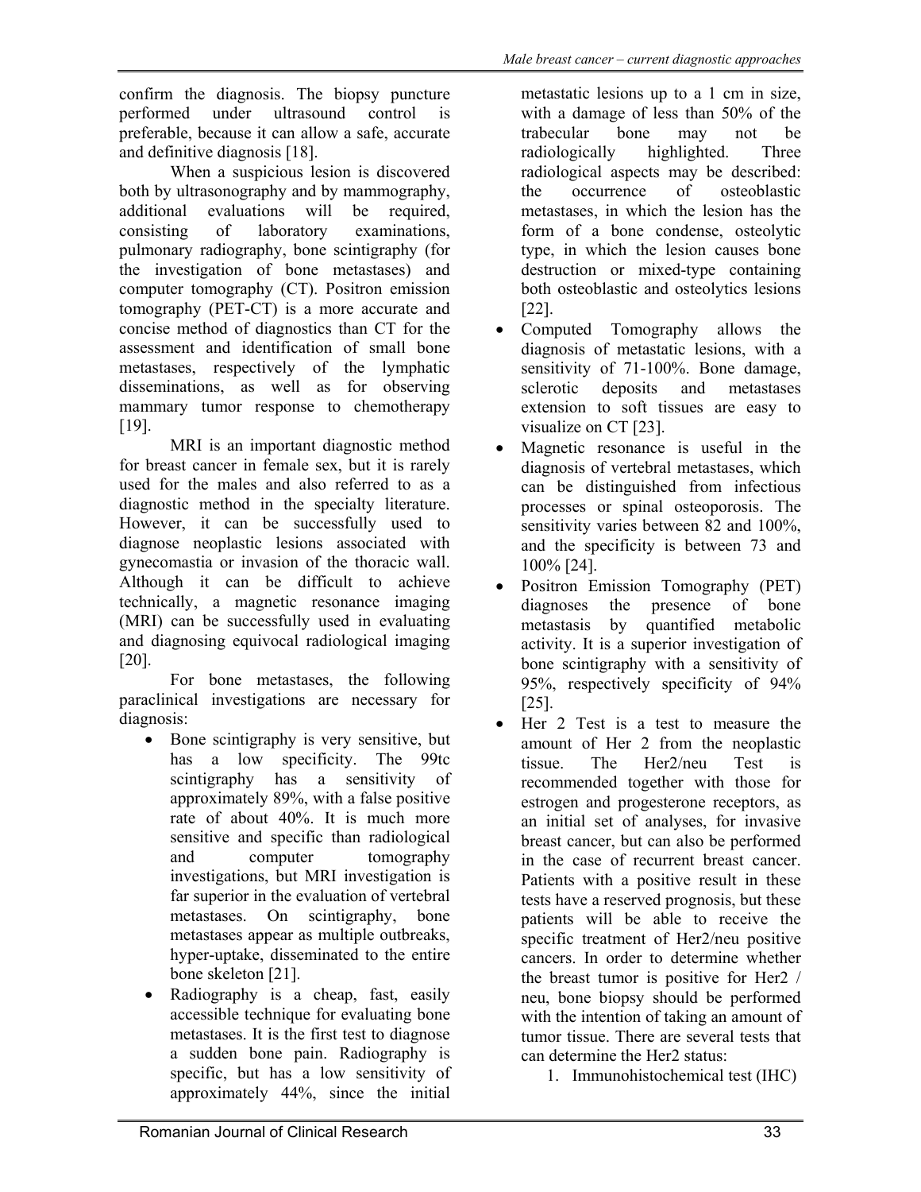confirm the diagnosis. The biopsy puncture performed under ultrasound control is preferable, because it can allow a safe, accurate and definitive diagnosis [18].

When a suspicious lesion is discovered both by ultrasonography and by mammography, additional evaluations will be required, consisting of laboratory examinations, pulmonary radiography, bone scintigraphy (for the investigation of bone metastases) and computer tomography (CT). Positron emission tomography (PET-CT) is a more accurate and concise method of diagnostics than CT for the assessment and identification of small bone metastases, respectively of the lymphatic disseminations, as well as for observing mammary tumor response to chemotherapy [19].

MRI is an important diagnostic method for breast cancer in female sex, but it is rarely used for the males and also referred to as a diagnostic method in the specialty literature. However, it can be successfully used to diagnose neoplastic lesions associated with gynecomastia or invasion of the thoracic wall. Although it can be difficult to achieve technically, a magnetic resonance imaging (MRI) can be successfully used in evaluating and diagnosing equivocal radiological imaging [20].

For bone metastases, the following paraclinical investigations are necessary for diagnosis:

- Bone scintigraphy is very sensitive, but has a low specificity. The 99tc scintigraphy has a sensitivity of approximately 89%, with a false positive rate of about 40%. It is much more sensitive and specific than radiological and computer tomography investigations, but MRI investigation is far superior in the evaluation of vertebral metastases. On scintigraphy, bone metastases appear as multiple outbreaks, hyper-uptake, disseminated to the entire bone skeleton [21].
- Radiography is a cheap, fast, easily accessible technique for evaluating bone metastases. It is the first test to diagnose a sudden bone pain. Radiography is specific, but has a low sensitivity of approximately 44%, since the initial metastatic lesions up to a 1 cm in size, with a damage of less than 50% of the trabecular bone may not be radiologically highlighted. Three radiological aspects may be described: the occurrence of osteoblastic metastases, in which the lesion has the form of a bone condense, osteolytic type, in which the lesion causes bone destruction or mixed-type containing both osteoblastic and osteolytics lesions [22].
- Computed Tomography allows the diagnosis of metastatic lesions, with a sensitivity of 71-100%. Bone damage, sclerotic deposits and metastases extension to soft tissues are easy to visualize on CT [23].
- Magnetic resonance is useful in the diagnosis of vertebral metastases, which can be distinguished from infectious processes or spinal osteoporosis. The sensitivity varies between 82 and 100%, and the specificity is between 73 and 100% [24].
- Positron Emission Tomography (PET) diagnoses the presence of bone metastasis by quantified metabolic activity. It is a superior investigation of bone scintigraphy with a sensitivity of 95%, respectively specificity of 94% [25].
- Her 2 Test is a test to measure the amount of Her 2 from the neoplastic tissue. The Her2/neu Test is recommended together with those for estrogen and progesterone receptors, as an initial set of analyses, for invasive breast cancer, but can also be performed in the case of recurrent breast cancer. Patients with a positive result in these tests have a reserved prognosis, but these patients will be able to receive the specific treatment of Her2/neu positive cancers. In order to determine whether the breast tumor is positive for Her2 / neu, bone biopsy should be performed with the intention of taking an amount of tumor tissue. There are several tests that can determine the Her2 status:
    1. Immunohistochemical test (IHC)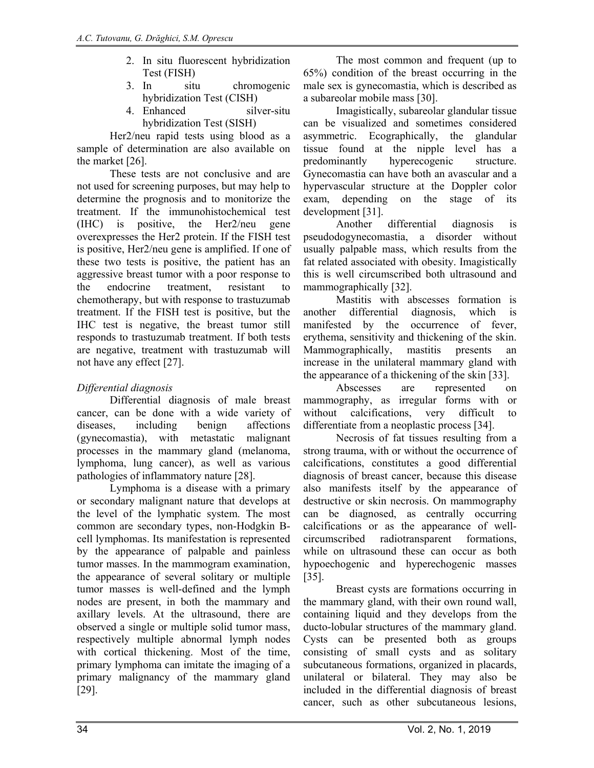2. In situ fluorescent hybridization Test (FISH)
3. In situ chromogenic hybridization Test (CISH)
4. Enhanced silver-situ hybridization Test (SISH)

Her2/neu rapid tests using blood as a sample of determination are also available on the market [26].

These tests are not conclusive and are not used for screening purposes, but may help to determine the prognosis and to monitorize the treatment. If the immunohistochemical test (IHC) is positive, the Her2/neu gene overexpresses the Her2 protein. If the FISH test is positive, Her2/neu gene is amplified. If one of these two tests is positive, the patient has an aggressive breast tumor with a poor response to the endocrine treatment, resistant to chemotherapy, but with response to trastuzumab treatment. If the FISH test is positive, but the IHC test is negative, the breast tumor still responds to trastuzumab treatment. If both tests are negative, treatment with trastuzumab will not have any effect [27].

*Differential diagnosis*

Differential diagnosis of male breast cancer, can be done with a wide variety of diseases, including benign affections (gynecomastia), with metastatic malignant processes in the mammary gland (melanoma, lymphoma, lung cancer), as well as various pathologies of inflammatory nature [28].

Lymphoma is a disease with a primary or secondary malignant nature that develops at the level of the lymphatic system. The most common are secondary types, non-Hodgkin B-cell lymphomas. Its manifestation is represented by the appearance of palpable and painless tumor masses. In the mammogram examination, the appearance of several solitary or multiple tumor masses is well-defined and the lymph nodes are present, in both the mammary and axillary levels. At the ultrasound, there are observed a single or multiple solid tumor mass, respectively multiple abnormal lymph nodes with cortical thickening. Most of the time, primary lymphoma can imitate the imaging of a primary malignancy of the mammary gland [29].

The most common and frequent (up to 65%) condition of the breast occurring in the male sex is gynecomastia, which is described as a subareolar mobile mass [30].

Imagistically, subareolar glandular tissue can be visualized and sometimes considered asymmetric. Ecographically, the glandular tissue found at the nipple level has a predominantly hyperecogenic structure. Gynecomastia can have both an avascular and a hypervascular structure at the Doppler color exam, depending on the stage of its development [31].

Another differential diagnosis is pseudodogynecomastia, a disorder without usually palpable mass, which results from the fat related associated with obesity. Imagistically this is well circumscribed both ultrasound and mammographically [32].

Mastitis with abscesses formation is another differential diagnosis, which is manifested by the occurrence of fever, erythema, sensitivity and thickening of the skin. Mammographically, mastitis presents an increase in the unilateral mammary gland with the appearance of a thickening of the skin [33].

Abscesses are represented on mammography, as irregular forms with or without calcifications, very difficult to differentiate from a neoplastic process [34].

Necrosis of fat tissues resulting from a strong trauma, with or without the occurrence of calcifications, constitutes a good differential diagnosis of breast cancer, because this disease also manifests itself by the appearance of destructive or skin necrosis. On mammography can be diagnosed, as centrally occurring calcifications or as the appearance of well-circumscribed radiotransparent formations, while on ultrasound these can occur as both hypoechogenic and hyperechogenic masses [35].

Breast cysts are formations occurring in the mammary gland, with their own round wall, containing liquid and they develops from the ducto-lobular structures of the mammary gland. Cysts can be presented both as groups consisting of small cysts and as solitary subcutaneous formations, organized in placards, unilateral or bilateral. They may also be included in the differential diagnosis of breast cancer, such as other subcutaneous lesions,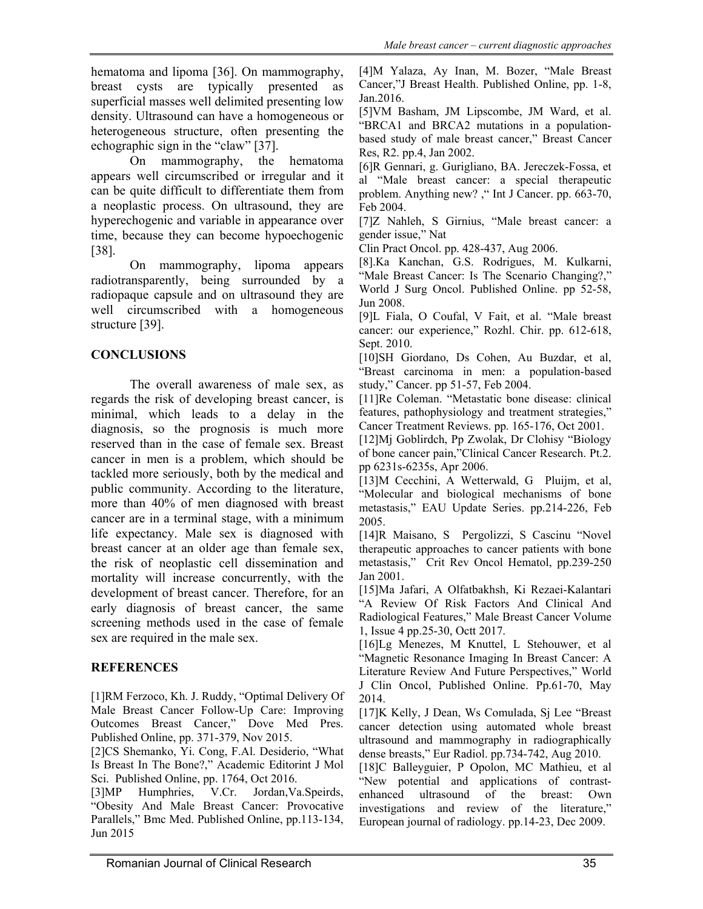hematoma and lipoma [36]. On mammography, breast cysts are typically presented as superficial masses well delimited presenting low density. Ultrasound can have a homogeneous or heterogeneous structure, often presenting the echographic sign in the "claw" [37].

On mammography, the hematoma appears well circumscribed or irregular and it can be quite difficult to differentiate them from a neoplastic process. On ultrasound, they are hyperechogenic and variable in appearance over time, because they can become hypoechogenic [38].

On mammography, lipoma appears radiotransparently, being surrounded by a radiopaque capsule and on ultrasound they are well circumscribed with a homogeneous structure [39].

## CONCLUSIONS

The overall awareness of male sex, as regards the risk of developing breast cancer, is minimal, which leads to a delay in the diagnosis, so the prognosis is much more reserved than in the case of female sex. Breast cancer in men is a problem, which should be tackled more seriously, both by the medical and public community. According to the literature, more than 40% of men diagnosed with breast cancer are in a terminal stage, with a minimum life expectancy. Male sex is diagnosed with breast cancer at an older age than female sex, the risk of neoplastic cell dissemination and mortality will increase concurrently, with the development of breast cancer. Therefore, for an early diagnosis of breast cancer, the same screening methods used in the case of female sex are required in the male sex.

## REFERENCES

[1]RM Ferzoco, Kh. J. Ruddy, "Optimal Delivery Of Male Breast Cancer Follow-Up Care: Improving Outcomes Breast Cancer," Dove Med Pres. Published Online, pp. 371-379, Nov 2015.

[2]CS Shemanko, Yi. Cong, F.Al. Desiderio, "What Is Breast In The Bone?," Academic Editorint J Mol Sci. Published Online, pp. 1764, Oct 2016.

[3]MP Humphries, V.Cr. Jordan,Va.Speirds, "Obesity And Male Breast Cancer: Provocative Parallels," Bmc Med. Published Online, pp.113-134, Jun 2015

[4]M Yalaza, Ay Inan, M. Bozer, "Male Breast Cancer,"J Breast Health. Published Online, pp. 1-8, Jan.2016.

[5]VM Basham, JM Lipscombe, JM Ward, et al. "BRCA1 and BRCA2 mutations in a population-based study of male breast cancer," Breast Cancer Res, R2. pp.4, Jan 2002.

[6]R Gennari, g. Gurigliano, BA. Jereczek-Fossa, et al "Male breast cancer: a special therapeutic problem. Anything new? ," Int J Cancer. pp. 663-70, Feb 2004.

[7]Z Nahleh, S Girnius, "Male breast cancer: a gender issue," Nat Clin Pract Oncol. pp. 428-437, Aug 2006.

[8].Ka Kanchan, G.S. Rodrigues, M. Kulkarni, "Male Breast Cancer: Is The Scenario Changing?," World J Surg Oncol. Published Online. pp 52-58, Jun 2008.

[9]L Fiala, O Coufal, V Fait, et al. "Male breast cancer: our experience," Rozhl. Chir. pp. 612-618, Sept. 2010.

[10]SH Giordano, Ds Cohen, Au Buzdar, et al, "Breast carcinoma in men: a population-based study," Cancer. pp 51-57, Feb 2004.

[11]Re Coleman. "Metastatic bone disease: clinical features, pathophysiology and treatment strategies," Cancer Treatment Reviews. pp. 165-176, Oct 2001.

[12]Mj Goblirdch, Pp Zwolak, Dr Clohisy "Biology of bone cancer pain,"Clinical Cancer Research. Pt.2. pp 6231s-6235s, Apr 2006.

[13]M Cecchini, A Wetterwald, G Pluijm, et al, "Molecular and biological mechanisms of bone metastasis," EAU Update Series. pp.214-226, Feb 2005.

[14]R Maisano, S Pergolizzi, S Cascinu "Novel therapeutic approaches to cancer patients with bone metastasis," Crit Rev Oncol Hematol, pp.239-250 Jan 2001.

[15]Ma Jafari, A Olfatbakhsh, Ki Rezaei-Kalantari "A Review Of Risk Factors And Clinical And Radiological Features," Male Breast Cancer Volume 1, Issue 4 pp.25-30, Octt 2017.

[16]Lg Menezes, M Knuttel, L Stehouwer, et al "Magnetic Resonance Imaging In Breast Cancer: A Literature Review And Future Perspectives," World J Clin Oncol, Published Online. Pp.61-70, May 2014.

[17]K Kelly, J Dean, Ws Comulada, Sj Lee "Breast cancer detection using automated whole breast ultrasound and mammography in radiographically dense breasts," Eur Radiol. pp.734-742, Aug 2010.

[18]C Balleyguier, P Opolon, MC Mathieu, et al "New potential and applications of contrast-enhanced ultrasound of the breast: Own investigations and review of the literature," European journal of radiology. pp.14-23, Dec 2009.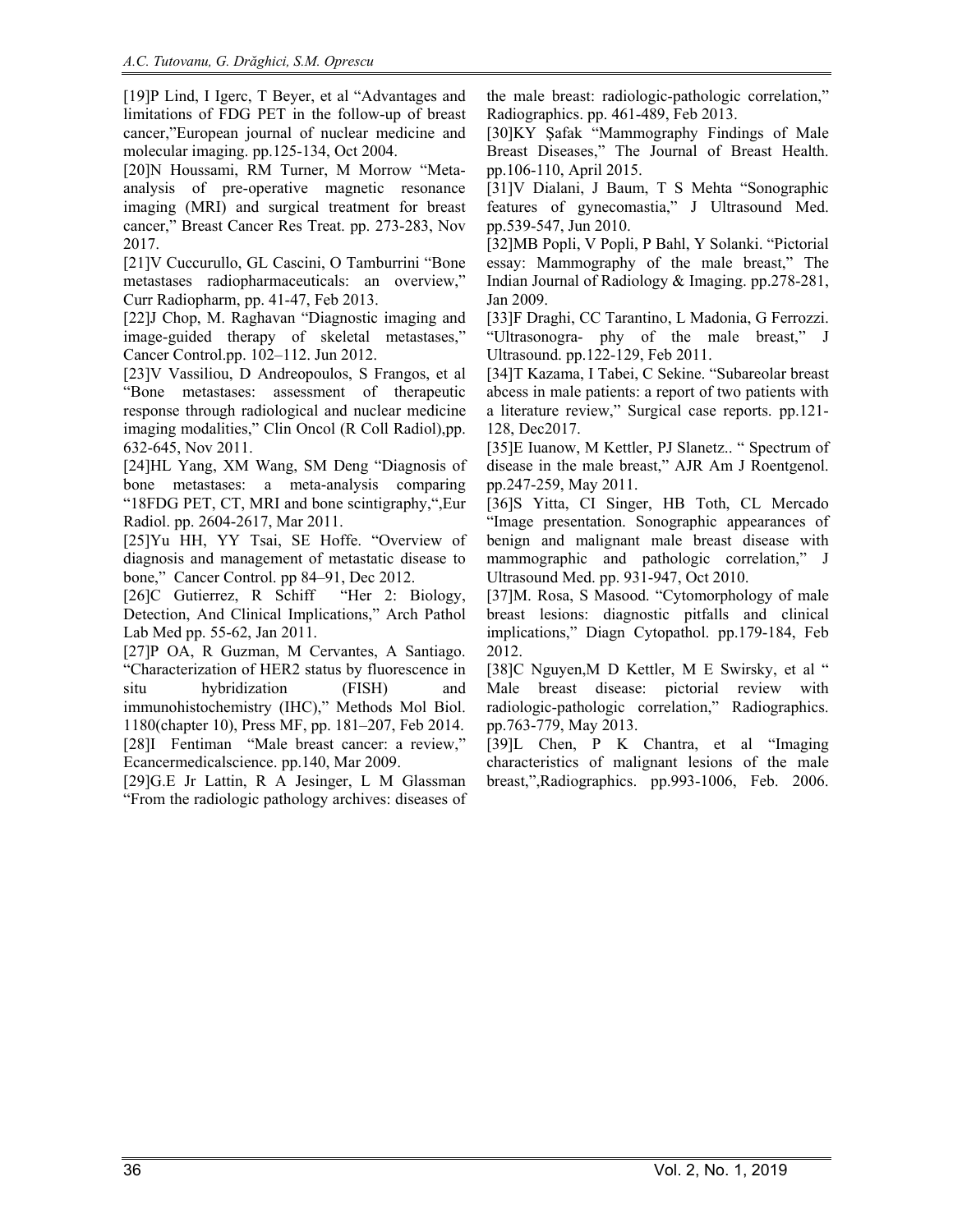[19]P Lind, I Igerc, T Beyer, et al "Advantages and limitations of FDG PET in the follow-up of breast cancer,"European journal of nuclear medicine and molecular imaging. pp.125-134, Oct 2004.

[20]N Houssami, RM Turner, M Morrow "Meta-analysis of pre-operative magnetic resonance imaging (MRI) and surgical treatment for breast cancer," Breast Cancer Res Treat. pp. 273-283, Nov 2017.

[21]V Cuccurullo, GL Cascini, O Tamburrini "Bone metastases radiopharmaceuticals: an overview," Curr Radiopharm, pp. 41-47, Feb 2013.

[22]J Chop, M. Raghavan "Diagnostic imaging and image-guided therapy of skeletal metastases," Cancer Control.pp. 102–112. Jun 2012.

[23]V Vassiliou, D Andreopoulos, S Frangos, et al "Bone metastases: assessment of therapeutic response through radiological and nuclear medicine imaging modalities," Clin Oncol (R Coll Radiol),pp. 632-645, Nov 2011.

[24]HL Yang, XM Wang, SM Deng "Diagnosis of bone metastases: a meta-analysis comparing "18FDG PET, CT, MRI and bone scintigraphy,",Eur Radiol. pp. 2604-2617, Mar 2011.

[25]Yu HH, YY Tsai, SE Hoffe. "Overview of diagnosis and management of metastatic disease to bone," Cancer Control. pp 84–91, Dec 2012.

[26]C Gutierrez, R Schiff "Her 2: Biology, Detection, And Clinical Implications," Arch Pathol Lab Med pp. 55-62, Jan 2011.

[27]P OA, R Guzman, M Cervantes, A Santiago. "Characterization of HER2 status by fluorescence in situ hybridization (FISH) and immunohistochemistry (IHC)," Methods Mol Biol. 1180(chapter 10), Press MF, pp. 181–207, Feb 2014.

[28]I Fentiman "Male breast cancer: a review," Ecancermedicalscience. pp.140, Mar 2009.

[29]G.E Jr Lattin, R A Jesinger, L M Glassman "From the radiologic pathology archives: diseases of the male breast: radiologic-pathologic correlation," Radiographics. pp. 461-489, Feb 2013.

[30]KY Şafak "Mammography Findings of Male Breast Diseases," The Journal of Breast Health. pp.106-110, April 2015.

[31]V Dialani, J Baum, T S Mehta "Sonographic features of gynecomastia," J Ultrasound Med. pp.539-547, Jun 2010.

[32]MB Popli, V Popli, P Bahl, Y Solanki. "Pictorial essay: Mammography of the male breast," The Indian Journal of Radiology & Imaging. pp.278-281, Jan 2009.

[33]F Draghi, CC Tarantino, L Madonia, G Ferrozzi. "Ultrasonogra- phy of the male breast," J Ultrasound. pp.122-129, Feb 2011.

[34]T Kazama, I Tabei, C Sekine. "Subareolar breast abcess in male patients: a report of two patients with a literature review," Surgical case reports. pp.121-128, Dec2017.

[35]E Iuanow, M Kettler, PJ Slanetz.. " Spectrum of disease in the male breast," AJR Am J Roentgenol. pp.247-259, May 2011.

[36]S Yitta, CI Singer, HB Toth, CL Mercado "Image presentation. Sonographic appearances of benign and malignant male breast disease with mammographic and pathologic correlation," J Ultrasound Med. pp. 931-947, Oct 2010.

[37]M. Rosa, S Masood. "Cytomorphology of male breast lesions: diagnostic pitfalls and clinical implications," Diagn Cytopathol. pp.179-184, Feb 2012.

[38]C Nguyen,M D Kettler, M E Swirsky, et al " Male breast disease: pictorial review with radiologic-pathologic correlation," Radiographics. pp.763-779, May 2013.

[39]L Chen, P K Chantra, et al "Imaging characteristics of malignant lesions of the male breast,",Radiographics. pp.993-1006, Feb. 2006.